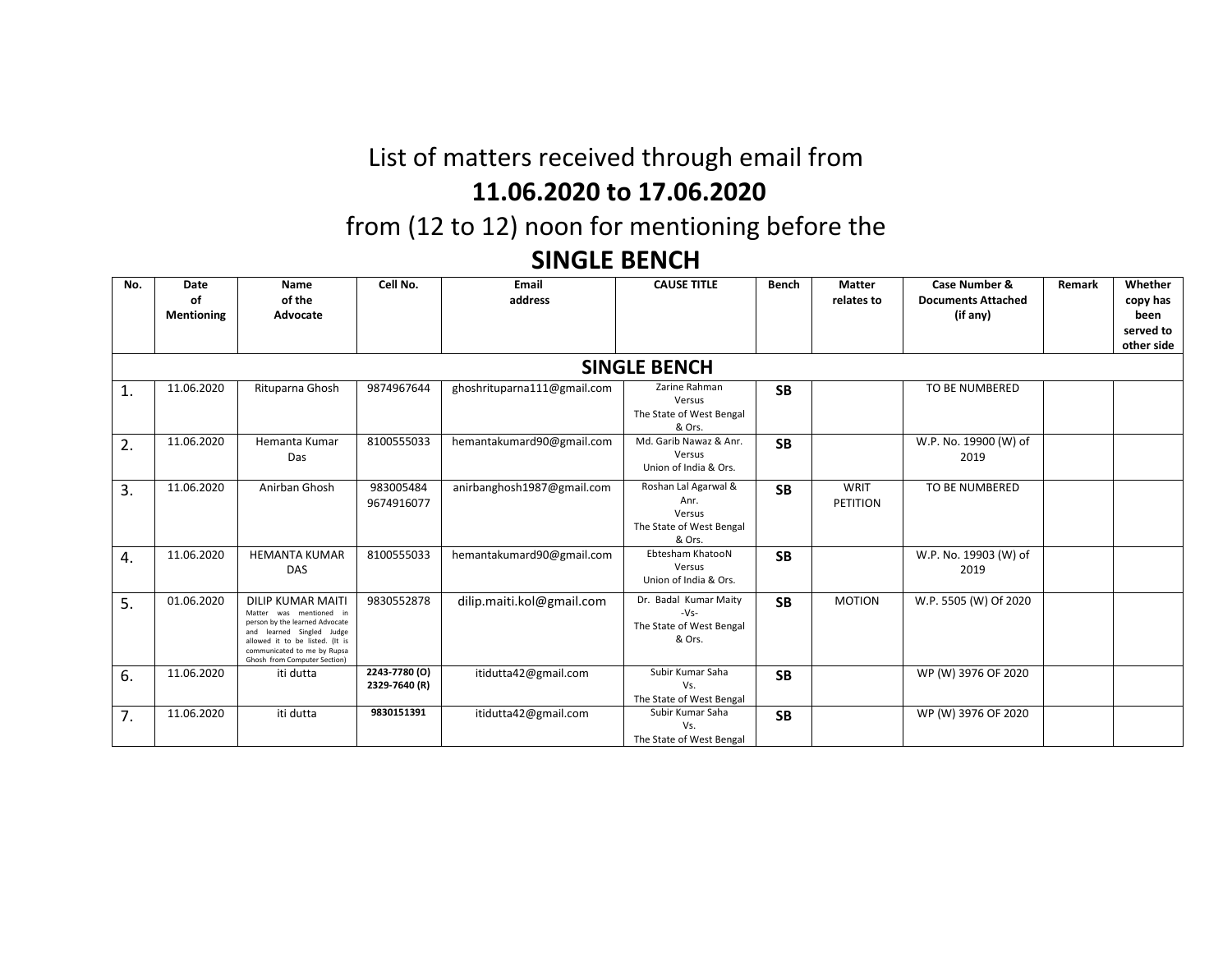# List of matters received through email from **11.06.2020 to 17.06.2020** from (12 to 12) noon for mentioning before the **SINGLE BENCH**

| No. | Date of Mentioning | Name of the Advocate | Cell No. | Email address | CAUSE TITLE | Bench | Matter relates to | Case Number & Documents Attached (if any) | Remark | Whether copy has been served to other side |
|---|---|---|---|---|---|---|---|---|---|---|
| **SINGLE BENCH** | | | | | | | | | | |
| 1. | 11.06.2020 | Rituparna Ghosh | 9874967644 | ghoshrituparna111@gmail.com | Zarine Rahman Versus The State of West Bengal & Ors. | **SB** | | TO BE NUMBERED | | |
| 2. | 11.06.2020 | Hemanta Kumar Das | 8100555033 | hemantakumard90@gmail.com | Md. Garib Nawaz & Anr. Versus Union of India & Ors. | **SB** | | W.P. No. 19900 (W) of 2019 | | |
| 3. | 11.06.2020 | Anirban Ghosh | 983005484 9674916077 | anirbanghosh1987@gmail.com | Roshan Lal Agarwal & Anr. Versus The State of West Bengal & Ors. | **SB** | WRIT PETITION | TO BE NUMBERED | | |
| 4. | 11.06.2020 | HEMANTA KUMAR DAS | 8100555033 | hemantakumard90@gmail.com | Ebtesham KhatooN Versus Union of India & Ors. | **SB** | | W.P. No. 19903 (W) of 2019 | | |
| 5. | 01.06.2020 | DILIP KUMAR MAITI Matter was mentioned in person by the learned Advocate and learned Singled Judge allowed it to be listed. (It is communicated to me by Rupsa Ghosh from Computer Section) | 9830552878 | dilip.maiti.kol@gmail.com | Dr. Badal Kumar Maity -Vs- The State of West Bengal & Ors. | **SB** | MOTION | W.P. 5505 (W) Of 2020 | | |
| 6. | 11.06.2020 | iti dutta | **2243-7780 (O) 2329-7640 (R)** | itidutta42@gmail.com | Subir Kumar Saha Vs. The State of West Bengal | **SB** | | WP (W) 3976 OF 2020 | | |
| 7. | 11.06.2020 | iti dutta | **9830151391** | itidutta42@gmail.com | Subir Kumar Saha Vs. The State of West Bengal | **SB** | | WP (W) 3976 OF 2020 | | |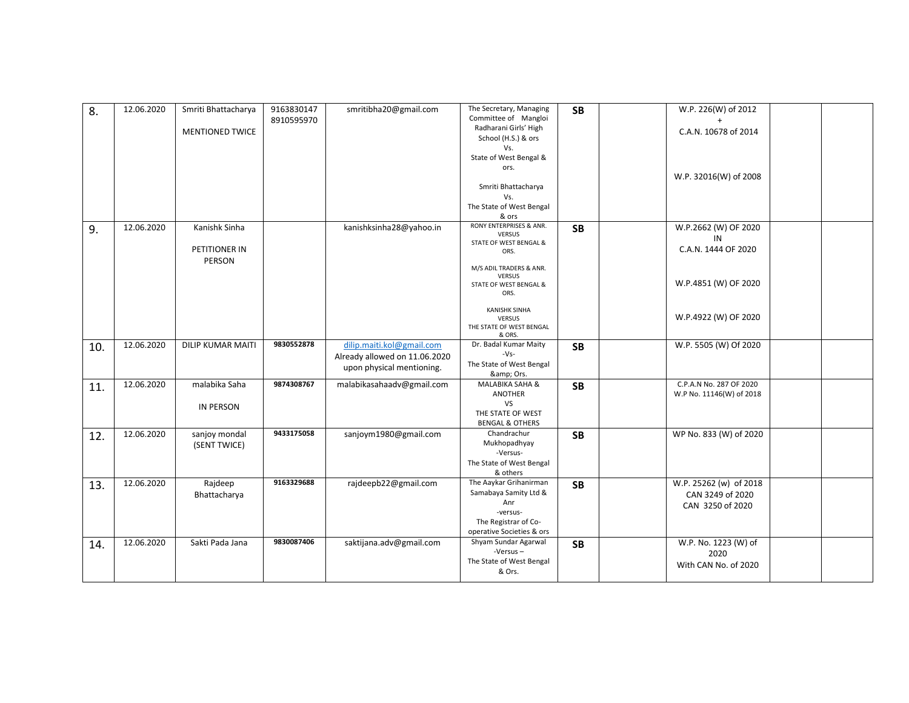| 8. | 12.06.2020 | Smriti Bhattacharya<br><br>MENTIONED TWICE | 9163830147<br>8910595970 | smritibha20@gmail.com | The Secretary, Managing Committee of Mangloi Radharani Girls' High School (H.S.) & ors<br>Vs.<br>State of West Bengal & ors.<br><br>Smriti Bhattacharya<br>Vs.<br>The State of West Bengal & ors | SB | | W.P. 226(W) of 2012<br>+<br>C.A.N. 10678 of 2014<br><br>W.P. 32016(W) of 2008 | | |
|---|---|---|---|---|---|---|---|---|---|---|
| 9. | 12.06.2020 | Kanishk Sinha<br><br>PETITIONER IN PERSON | | kanishksinha28@yahoo.in | RONY ENTERPRISES & ANR.<br>VERSUS<br>STATE OF WEST BENGAL & ORS.<br><br>M/S ADIL TRADERS & ANR.<br>VERSUS<br>STATE OF WEST BENGAL & ORS.<br><br>KANISHK SINHA<br>VERSUS<br>THE STATE OF WEST BENGAL & ORS. | SB | | W.P.2662 (W) OF 2020<br>IN<br>C.A.N. 1444 OF 2020<br><br>W.P.4851 (W) OF 2020<br><br>W.P.4922 (W) OF 2020 | | |
| 10. | 12.06.2020 | DILIP KUMAR MAITI | 9830552878 | dilip.maiti.kol@gmail.com<br>Already allowed on 11.06.2020 upon physical mentioning. | Dr. Badal Kumar Maity<br>-Vs-<br>The State of West Bengal &amp; Ors. | SB | | W.P. 5505 (W) Of 2020 | | |
| 11. | 12.06.2020 | malabika Saha<br><br>IN PERSON | 9874308767 | malabikasahaadv@gmail.com | MALABIKA SAHA & ANOTHER<br>VS<br>THE STATE OF WEST BENGAL & OTHERS | SB | | C.P.A.N No. 287 OF 2020<br>W.P No. 11146(W) of 2018 | | |
| 12. | 12.06.2020 | sanjoy mondal<br>(SENT TWICE) | 9433175058 | sanjoym1980@gmail.com | Chandrachur Mukhopadhyay<br>-Versus-<br>The State of West Bengal & others | SB | | WP No. 833 (W) of 2020 | | |
| 13. | 12.06.2020 | Rajdeep Bhattacharya | 9163329688 | rajdeepb22@gmail.com | The Aaykar Grihanirman Samabaya Samity Ltd & Anr<br>-versus-<br>The Registrar of Co-operative Societies & ors | SB | | W.P. 25262 (w) of 2018<br>CAN 3249 of 2020<br>CAN 3250 of 2020 | | |
| 14. | 12.06.2020 | Sakti Pada Jana | 9830087406 | saktijana.adv@gmail.com | Shyam Sundar Agarwal<br>-Versus –<br>The State of West Bengal & Ors. | SB | | W.P. No. 1223 (W) of 2020<br>With CAN No. of 2020 | | |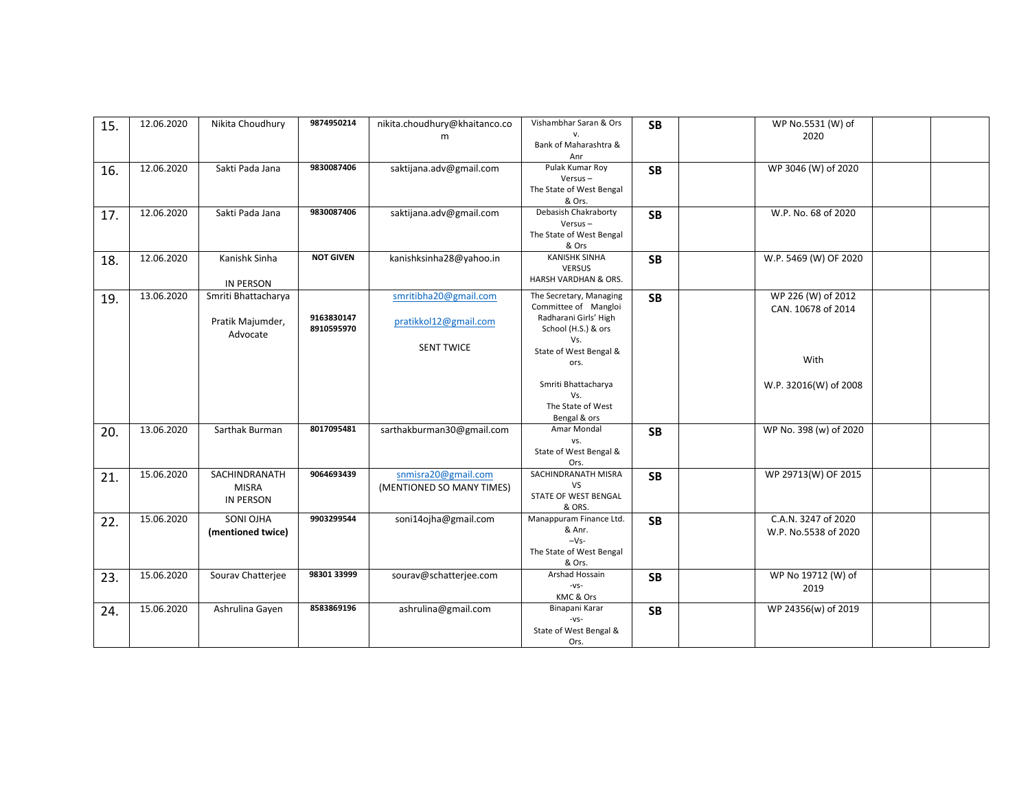| 15. | 12.06.2020 | Nikita Choudhury | 9874950214 | nikita.choudhury@khaitanco.com | Vishambhar Saran & Ors v. Bank of Maharashtra & Anr | SB | | WP No.5531 (W) of 2020 | | |
|---|---|---|---|---|---|---|---|---|---|---|
| 16. | 12.06.2020 | Sakti Pada Jana | 9830087406 | saktijana.adv@gmail.com | Pulak Kumar Roy Versus – The State of West Bengal & Ors. | SB | | WP 3046 (W) of 2020 | | |
| 17. | 12.06.2020 | Sakti Pada Jana | 9830087406 | saktijana.adv@gmail.com | Debasish Chakraborty Versus – The State of West Bengal & Ors | SB | | W.P. No. 68 of 2020 | | |
| 18. | 12.06.2020 | Kanishk Sinha<br><br>IN PERSON | NOT GIVEN | kanishksinha28@yahoo.in | KANISHK SINHA VERSUS HARSH VARDHAN & ORS. | SB | | W.P. 5469 (W) OF 2020 | | |
| 19. | 13.06.2020 | Smriti Bhattacharya<br><br>Pratik Majumder, Advocate | 9163830147<br>8910595970 | smritibha20@gmail.com<br><br>pratikkol12@gmail.com<br><br>SENT TWICE | The Secretary, Managing Committee of Mangloi Radharani Girls' High School (H.S.) & ors Vs. State of West Bengal & ors.<br><br>Smriti Bhattacharya Vs. The State of West Bengal & ors | SB | | WP 226 (W) of 2012<br>CAN. 10678 of 2014<br><br>With<br><br>W.P. 32016(W) of 2008 | | |
| 20. | 13.06.2020 | Sarthak Burman | 8017095481 | sarthakburman30@gmail.com | Amar Mondal vs. State of West Bengal & Ors. | SB | | WP No. 398 (w) of 2020 | | |
| 21. | 15.06.2020 | SACHINDRANATH MISRA<br>IN PERSON | 9064693439 | snmisra20@gmail.com<br>(MENTIONED SO MANY TIMES) | SACHINDRANATH MISRA VS STATE OF WEST BENGAL & ORS. | SB | | WP 29713(W) OF 2015 | | |
| 22. | 15.06.2020 | SONI OJHA<br>**(mentioned twice)** | 9903299544 | soni14ojha@gmail.com | Manappuram Finance Ltd. & Anr. –Vs- The State of West Bengal & Ors. | SB | | C.A.N. 3247 of 2020<br>W.P. No.5538 of 2020 | | |
| 23. | 15.06.2020 | Sourav Chatterjee | 98301 33999 | sourav@schatterjee.com | Arshad Hossain -vs- KMC & Ors | SB | | WP No 19712 (W) of 2019 | | |
| 24. | 15.06.2020 | Ashrulina Gayen | 8583869196 | ashrulina@gmail.com | Binapani Karar -vs- State of West Bengal & Ors. | SB | | WP 24356(w) of 2019 | | |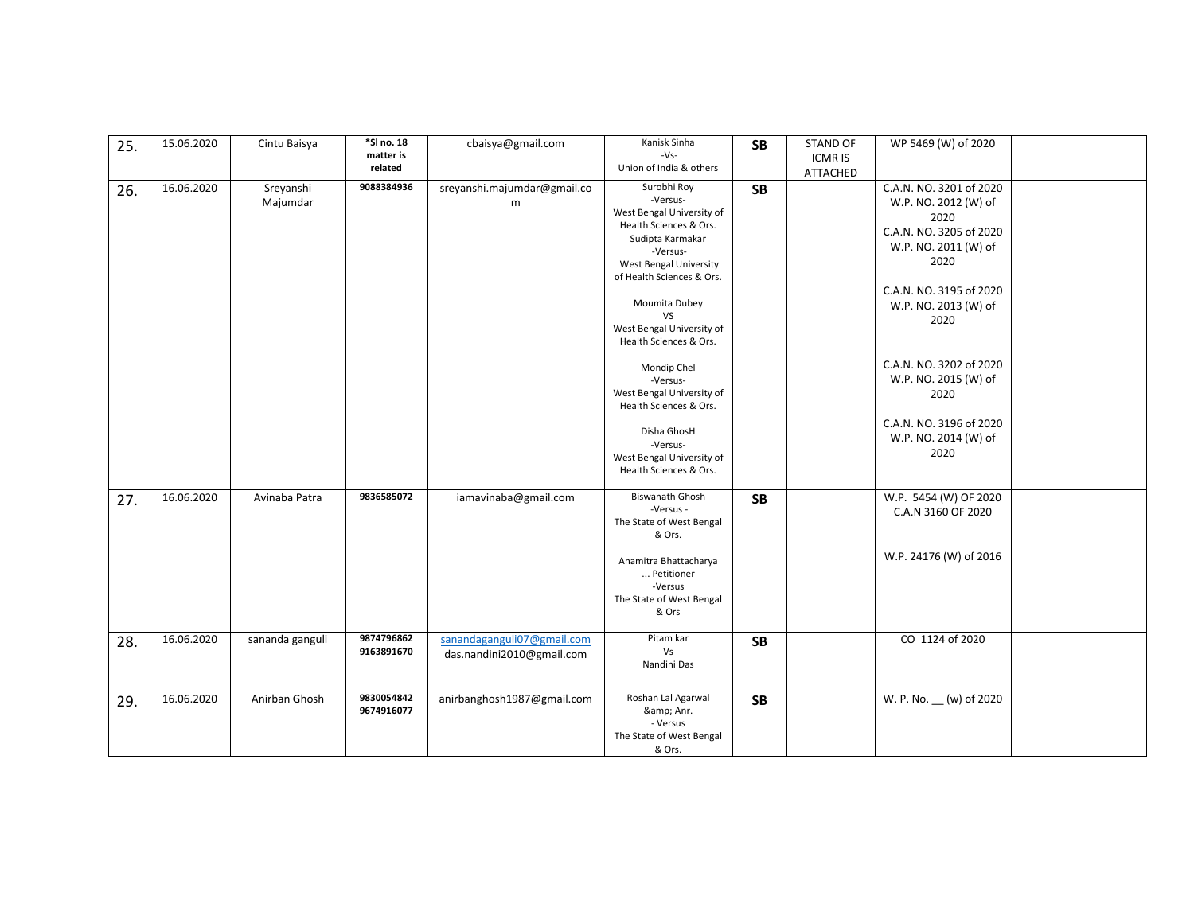| 25. | 15.06.2020 | Cintu Baisya | *Sl no. 18 matter is related | cbaisya@gmail.com | Kanisk Sinha -Vs- Union of India & others | SB | STAND OF ICMR IS ATTACHED | WP 5469 (W) of 2020 | | |
|---|---|---|---|---|---|---|---|---|---|---|
| 26. | 16.06.2020 | Sreyanshi Majumdar | 9088384936 | sreyanshi.majumdar@gmail.com | Surobhi Roy -Versus- West Bengal University of Health Sciences & Ors.<br>Sudipta Karmakar -Versus- West Bengal University of Health Sciences & Ors.<br><br>Moumita Dubey VS West Bengal University of Health Sciences & Ors.<br><br>Mondip Chel -Versus- West Bengal University of Health Sciences & Ors.<br><br>Disha GhosH -Versus- West Bengal University of Health Sciences & Ors. | SB | | C.A.N. NO. 3201 of 2020 W.P. NO. 2012 (W) of 2020<br>C.A.N. NO. 3205 of 2020 W.P. NO. 2011 (W) of 2020<br><br>C.A.N. NO. 3195 of 2020 W.P. NO. 2013 (W) of 2020<br><br>C.A.N. NO. 3202 of 2020 W.P. NO. 2015 (W) of 2020<br><br>C.A.N. NO. 3196 of 2020 W.P. NO. 2014 (W) of 2020 | | |
| 27. | 16.06.2020 | Avinaba Patra | 9836585072 | iamavinaba@gmail.com | Biswanath Ghosh -Versus - The State of West Bengal & Ors.<br><br>Anamitra Bhattacharya ... Petitioner -Versus The State of West Bengal & Ors | SB | | W.P. 5454 (W) OF 2020 C.A.N 3160 OF 2020<br><br>W.P. 24176 (W) of 2016 | | |
| 28. | 16.06.2020 | sananda ganguli | 9874796862 9163891670 | sanandaganguli07@gmail.com das.nandini2010@gmail.com | Pitam kar Vs Nandini Das | SB | | CO 1124 of 2020 | | |
| 29. | 16.06.2020 | Anirban Ghosh | 9830054842 9674916077 | anirbanghosh1987@gmail.com | Roshan Lal Agarwal &amp; Anr. - Versus The State of West Bengal & Ors. | SB | | W. P. No. __ (w) of 2020 | | |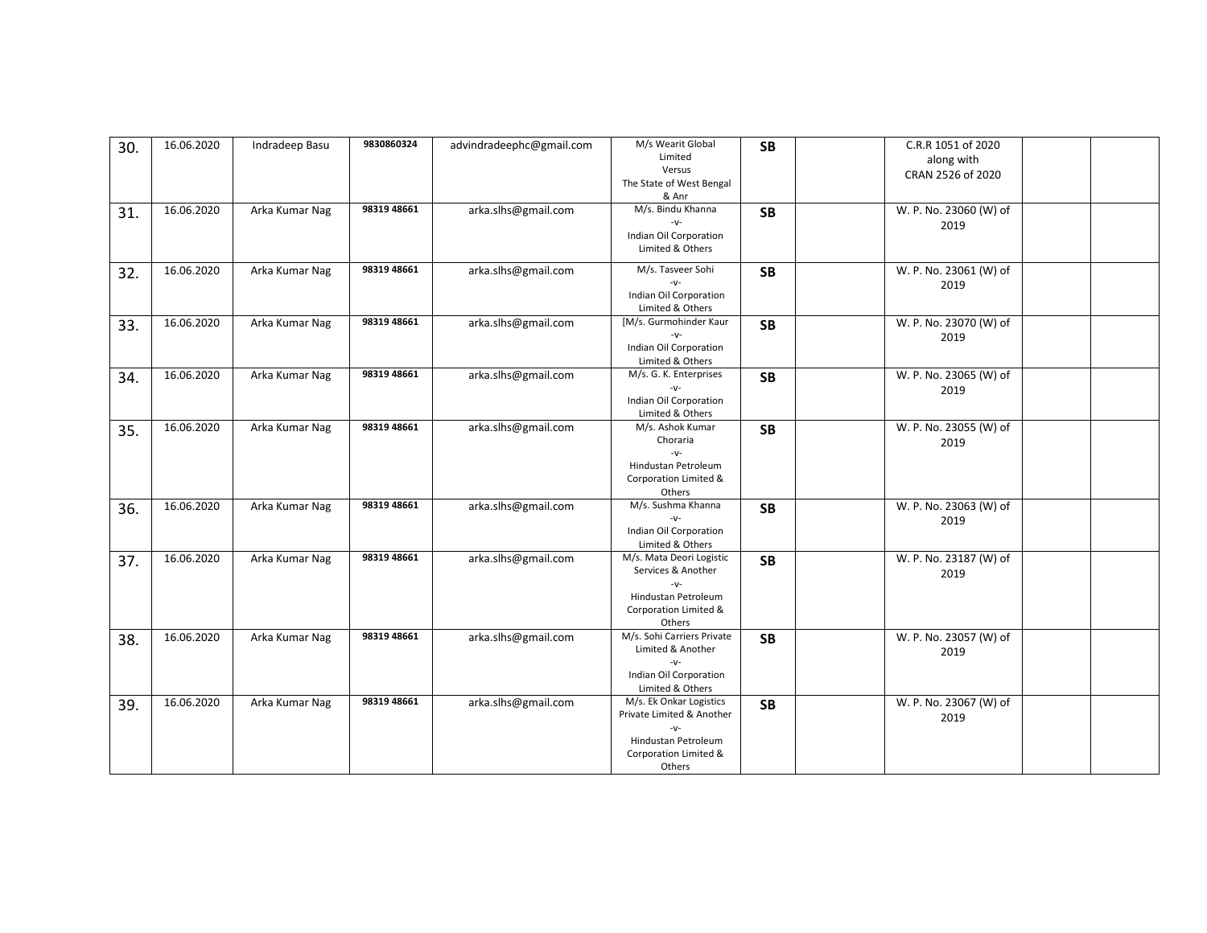| 30. | 16.06.2020 | Indradeep Basu | 9830860324 | advindradeephc@gmail.com | M/s Wearit Global Limited Versus The State of West Bengal & Anr | SB | | C.R.R 1051 of 2020 along with CRAN 2526 of 2020 | | |
|---|---|---|---|---|---|---|---|---|---|---|
| 31. | 16.06.2020 | Arka Kumar Nag | 98319 48661 | arka.slhs@gmail.com | M/s. Bindu Khanna -v- Indian Oil Corporation Limited & Others | SB | | W. P. No. 23060 (W) of 2019 | | |
| 32. | 16.06.2020 | Arka Kumar Nag | 98319 48661 | arka.slhs@gmail.com | M/s. Tasveer Sohi -v- Indian Oil Corporation Limited & Others | SB | | W. P. No. 23061 (W) of 2019 | | |
| 33. | 16.06.2020 | Arka Kumar Nag | 98319 48661 | arka.slhs@gmail.com | [M/s. Gurmohinder Kaur -v- Indian Oil Corporation Limited & Others | SB | | W. P. No. 23070 (W) of 2019 | | |
| 34. | 16.06.2020 | Arka Kumar Nag | 98319 48661 | arka.slhs@gmail.com | M/s. G. K. Enterprises -v- Indian Oil Corporation Limited & Others | SB | | W. P. No. 23065 (W) of 2019 | | |
| 35. | 16.06.2020 | Arka Kumar Nag | 98319 48661 | arka.slhs@gmail.com | M/s. Ashok Kumar Choraria -v- Hindustan Petroleum Corporation Limited & Others | SB | | W. P. No. 23055 (W) of 2019 | | |
| 36. | 16.06.2020 | Arka Kumar Nag | 98319 48661 | arka.slhs@gmail.com | M/s. Sushma Khanna -v- Indian Oil Corporation Limited & Others | SB | | W. P. No. 23063 (W) of 2019 | | |
| 37. | 16.06.2020 | Arka Kumar Nag | 98319 48661 | arka.slhs@gmail.com | M/s. Mata Deori Logistic Services & Another -v- Hindustan Petroleum Corporation Limited & Others | SB | | W. P. No. 23187 (W) of 2019 | | |
| 38. | 16.06.2020 | Arka Kumar Nag | 98319 48661 | arka.slhs@gmail.com | M/s. Sohi Carriers Private Limited & Another -v- Indian Oil Corporation Limited & Others | SB | | W. P. No. 23057 (W) of 2019 | | |
| 39. | 16.06.2020 | Arka Kumar Nag | 98319 48661 | arka.slhs@gmail.com | M/s. Ek Onkar Logistics Private Limited & Another -v- Hindustan Petroleum Corporation Limited & Others | SB | | W. P. No. 23067 (W) of 2019 | | |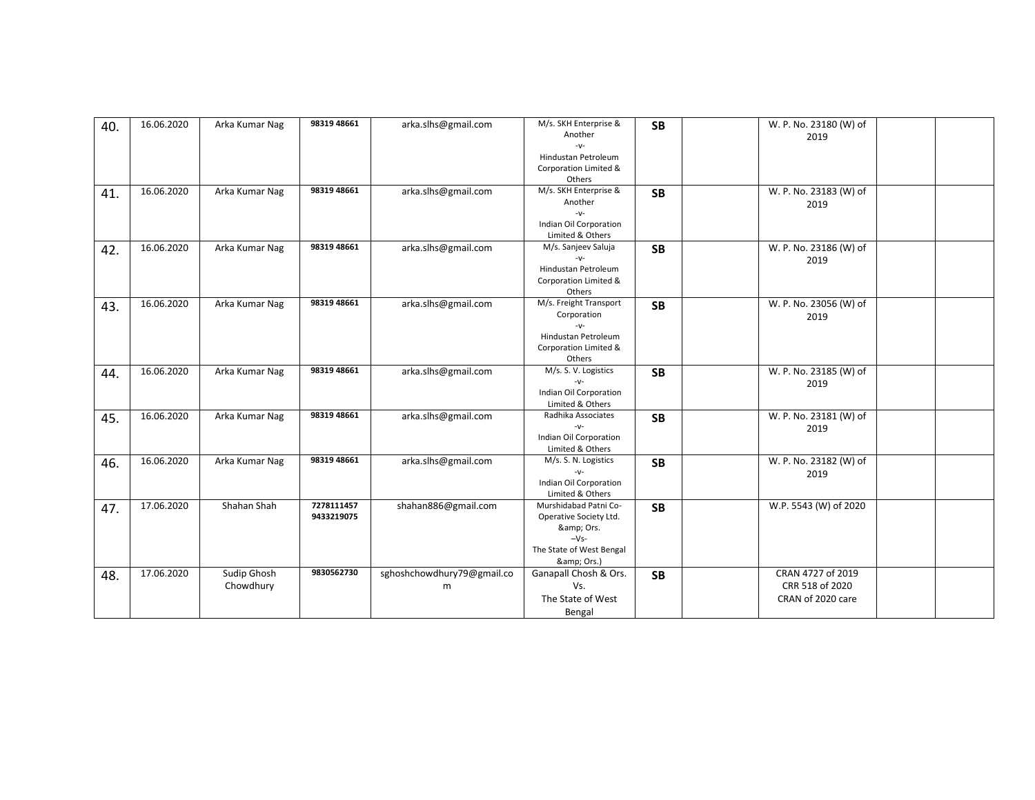| | | | | | | | | | | |
|---|---|---|---|---|---|---|---|---|---|---|
| 40. | 16.06.2020 | Arka Kumar Nag | **98319 48661** | arka.slhs@gmail.com | M/s. SKH Enterprise & Another -v- Hindustan Petroleum Corporation Limited & Others | **SB** | | W. P. No. 23180 (W) of 2019 | | |
| 41. | 16.06.2020 | Arka Kumar Nag | **98319 48661** | arka.slhs@gmail.com | M/s. SKH Enterprise & Another -v- Indian Oil Corporation Limited & Others | **SB** | | W. P. No. 23183 (W) of 2019 | | |
| 42. | 16.06.2020 | Arka Kumar Nag | **98319 48661** | arka.slhs@gmail.com | M/s. Sanjeev Saluja -v- Hindustan Petroleum Corporation Limited & Others | **SB** | | W. P. No. 23186 (W) of 2019 | | |
| 43. | 16.06.2020 | Arka Kumar Nag | **98319 48661** | arka.slhs@gmail.com | M/s. Freight Transport Corporation -v- Hindustan Petroleum Corporation Limited & Others | **SB** | | W. P. No. 23056 (W) of 2019 | | |
| 44. | 16.06.2020 | Arka Kumar Nag | **98319 48661** | arka.slhs@gmail.com | M/s. S. V. Logistics -v- Indian Oil Corporation Limited & Others | **SB** | | W. P. No. 23185 (W) of 2019 | | |
| 45. | 16.06.2020 | Arka Kumar Nag | **98319 48661** | arka.slhs@gmail.com | Radhika Associates -v- Indian Oil Corporation Limited & Others | **SB** | | W. P. No. 23181 (W) of 2019 | | |
| 46. | 16.06.2020 | Arka Kumar Nag | **98319 48661** | arka.slhs@gmail.com | M/s. S. N. Logistics -v- Indian Oil Corporation Limited & Others | **SB** | | W. P. No. 23182 (W) of 2019 | | |
| 47. | 17.06.2020 | Shahan Shah | **7278111457 9433219075** | shahan886@gmail.com | Murshidabad Patni Co-Operative Society Ltd. &amp; Ors. –Vs- The State of West Bengal &amp; Ors.) | **SB** | | W.P. 5543 (W) of 2020 | | |
| 48. | 17.06.2020 | Sudip Ghosh Chowdhury | **9830562730** | sghoshchowdhury79@gmail.com | Ganapall Chosh & Ors. Vs. The State of West Bengal | **SB** | | CRAN 4727 of 2019 CRR 518 of 2020 CRAN of 2020 care | | |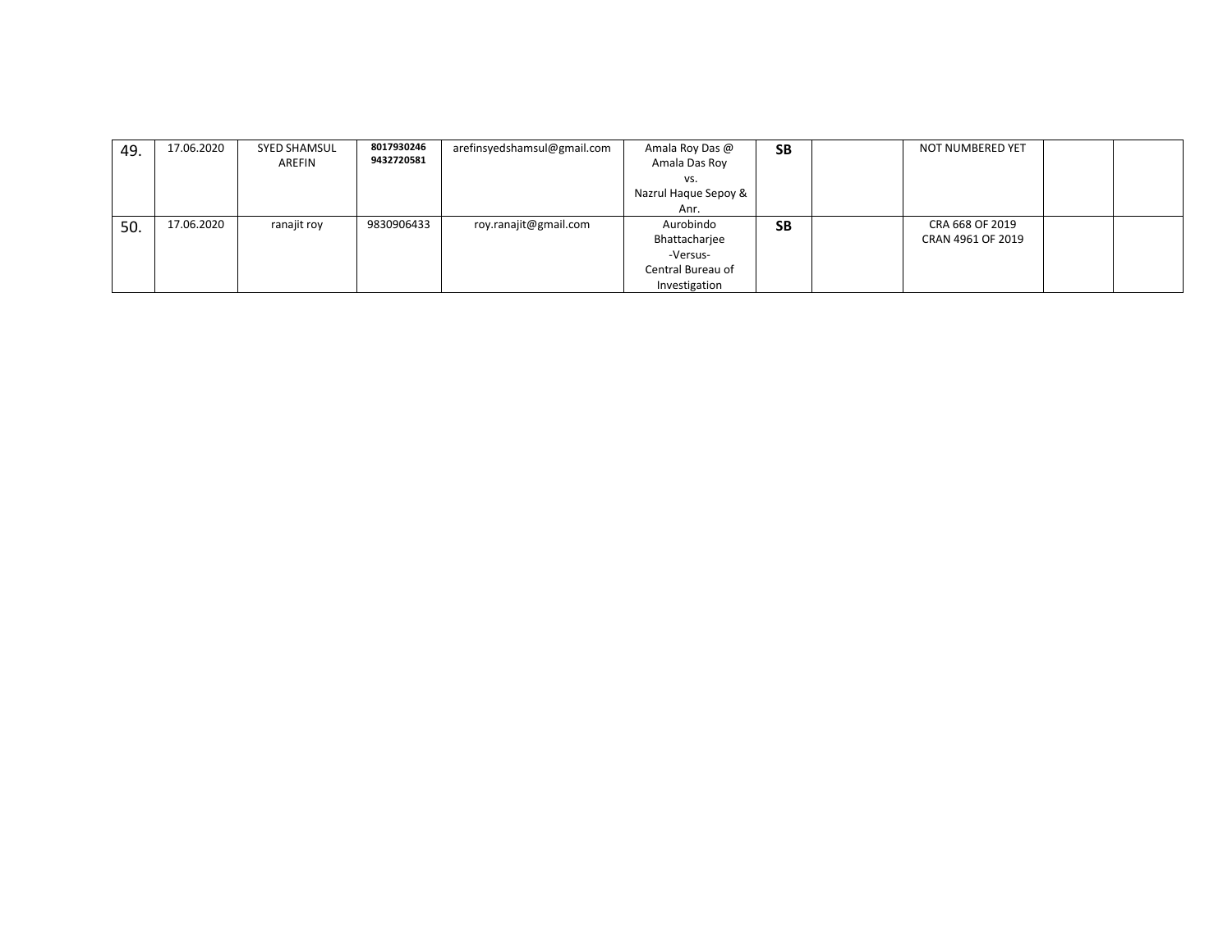| | | | | | | | | | | |
|---|---|---|---|---|---|---|---|---|---|---|
| 49. | 17.06.2020 | SYED SHAMSUL AREFIN | **8017930246** **9432720581** | arefinsyedshamsul@gmail.com | Amala Roy Das @ Amala Das Roy vs. Nazrul Haque Sepoy & Anr. | **SB** | | NOT NUMBERED YET | | |
| 50. | 17.06.2020 | ranajit roy | 9830906433 | roy.ranajit@gmail.com | Aurobindo Bhattacharjee -Versus- Central Bureau of Investigation | **SB** | | CRA 668 OF 2019 CRAN 4961 OF 2019 | | |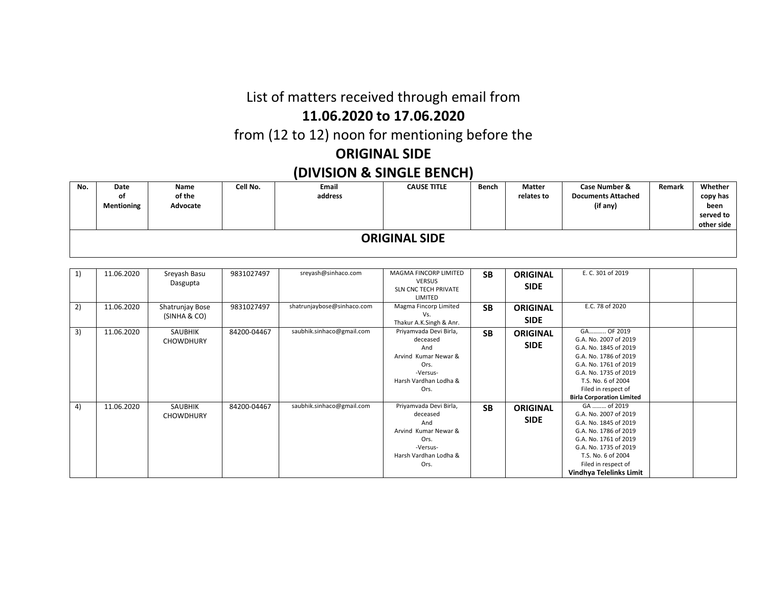# List of matters received through email from
## 11.06.2020 to 17.06.2020
from (12 to 12) noon for mentioning before the
## ORIGINAL SIDE
## (DIVISION & SINGLE BENCH)

| No. | Date of Mentioning | Name of the Advocate | Cell No. | Email address | CAUSE TITLE | Bench | Matter relates to | Case Number & Documents Attached (if any) | Remark | Whether copy has been served to other side |
|---|---|---|---|---|---|---|---|---|---|---|
| **ORIGINAL SIDE** | | | | | | | | | | |
| 1) | 11.06.2020 | Sreyash Basu Dasgupta | 9831027497 | sreyash@sinhaco.com | MAGMA FINCORP LIMITED VERSUS SLN CNC TECH PRIVATE LIMITED | **SB** | **ORIGINAL SIDE** | E. C. 301 of 2019 | | |
| 2) | 11.06.2020 | Shatrunjay Bose (SINHA & CO) | 9831027497 | shatrunjaybose@sinhaco.com | Magma Fincorp Limited Vs. Thakur A.K.Singh & Anr. | **SB** | **ORIGINAL SIDE** | E.C. 78 of 2020 | | |
| 3) | 11.06.2020 | SAUBHIK CHOWDHURY | 84200-04467 | saubhik.sinhaco@gmail.com | Priyamvada Devi Birla, deceased And Arvind Kumar Newar & Ors. -Versus- Harsh Vardhan Lodha & Ors. | **SB** | **ORIGINAL SIDE** | GA.......... OF 2019 G.A. No. 2007 of 2019 G.A. No. 1845 of 2019 G.A. No. 1786 of 2019 G.A. No. 1761 of 2019 G.A. No. 1735 of 2019 T.S. No. 6 of 2004 Filed in respect of **Birla Corporation Limited** | | |
| 4) | 11.06.2020 | SAUBHIK CHOWDHURY | 84200-04467 | saubhik.sinhaco@gmail.com | Priyamvada Devi Birla, deceased And Arvind Kumar Newar & Ors. -Versus- Harsh Vardhan Lodha & Ors. | **SB** | **ORIGINAL SIDE** | GA ......... of 2019 G.A. No. 2007 of 2019 G.A. No. 1845 of 2019 G.A. No. 1786 of 2019 G.A. No. 1761 of 2019 G.A. No. 1735 of 2019 T.S. No. 6 of 2004 Filed in respect of **Vindhya Telelinks Limit** | | |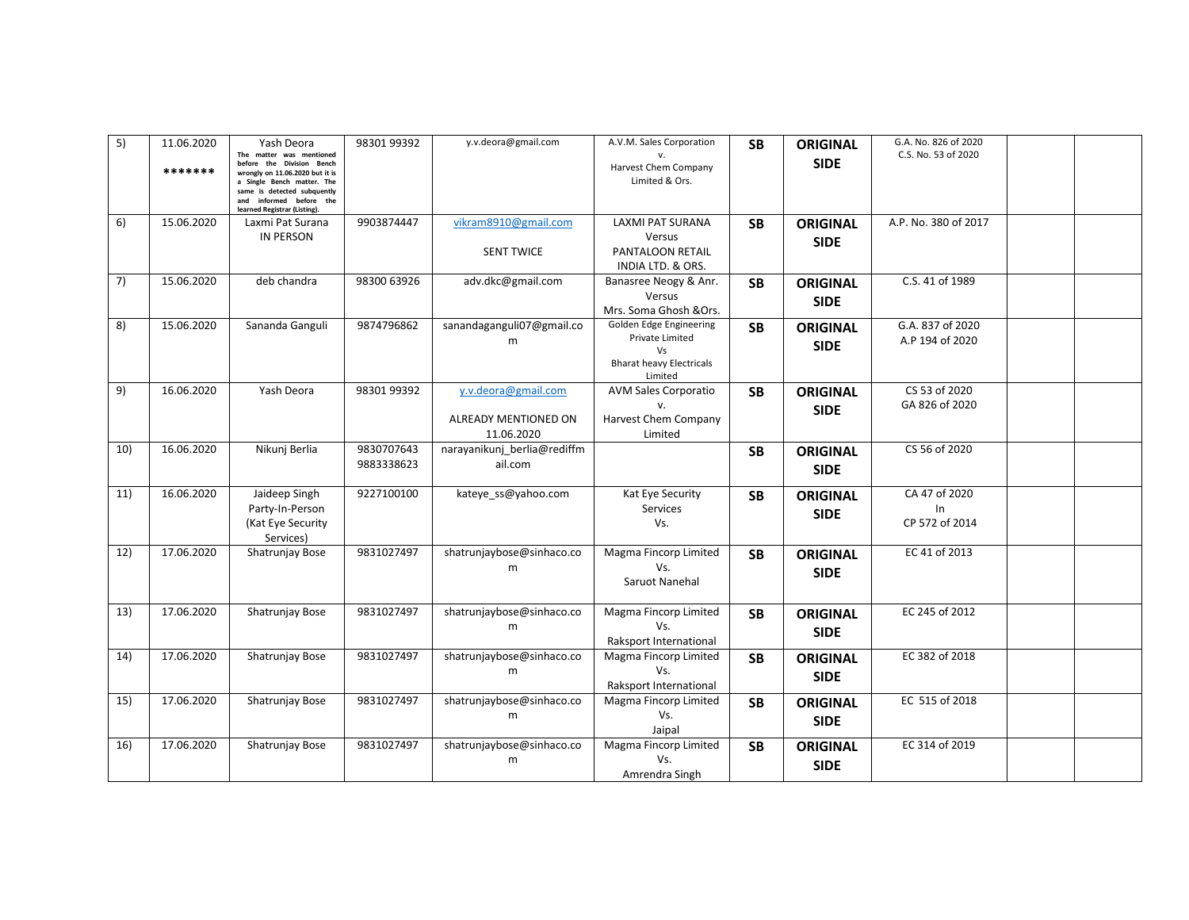| 5) | 11.06.2020<br>******* | Yash Deora<br>The matter was mentioned before the Division Bench wrongly on 11.06.2020 but it is a Single Bench matter. The same is detected subquently and informed before the learned Registrar (Listing). | 98301 99392 | y.v.deora@gmail.com | A.V.M. Sales Corporation<br>v.<br>Harvest Chem Company Limited & Ors. | SB | ORIGINAL SIDE | G.A. No. 826 of 2020<br>C.S. No. 53 of 2020 | | |
|---|---|---|---|---|---|---|---|---|---|---|
| 6) | 15.06.2020 | Laxmi Pat Surana<br>IN PERSON | 9903874447 | vikram8910@gmail.com<br><br>SENT TWICE | LAXMI PAT SURANA<br>Versus<br>PANTALOON RETAIL INDIA LTD. & ORS. | SB | ORIGINAL SIDE | A.P. No. 380 of 2017 | | |
| 7) | 15.06.2020 | deb chandra | 98300 63926 | adv.dkc@gmail.com | Banasree Neogy & Anr.<br>Versus<br>Mrs. Soma Ghosh &Ors. | SB | ORIGINAL SIDE | C.S. 41 of 1989 | | |
| 8) | 15.06.2020 | Sananda Ganguli | 9874796862 | sanandaganguli07@gmail.com | Golden Edge Engineering Private Limited<br>Vs<br>Bharat heavy Electricals Limited | SB | ORIGINAL SIDE | G.A. 837 of 2020<br>A.P 194 of 2020 | | |
| 9) | 16.06.2020 | Yash Deora | 98301 99392 | y.v.deora@gmail.com<br><br>ALREADY MENTIONED ON 11.06.2020 | AVM Sales Corporatio<br>v.<br>Harvest Chem Company Limited | SB | ORIGINAL SIDE | CS 53 of 2020<br>GA 826 of 2020 | | |
| 10) | 16.06.2020 | Nikunj Berlia | 9830707643<br>9883338623 | narayanikunj_berlia@rediffmail.com | | SB | ORIGINAL SIDE | CS 56 of 2020 | | |
| 11) | 16.06.2020 | Jaideep Singh<br>Party-In-Person<br>(Kat Eye Security Services) | 9227100100 | kateye_ss@yahoo.com | Kat Eye Security Services<br>Vs. | SB | ORIGINAL SIDE | CA 47 of 2020<br>In<br>CP 572 of 2014 | | |
| 12) | 17.06.2020 | Shatrunjay Bose | 9831027497 | shatrunjaybose@sinhaco.com | Magma Fincorp Limited<br>Vs.<br>Saruot Nanehal | SB | ORIGINAL SIDE | EC 41 of 2013 | | |
| 13) | 17.06.2020 | Shatrunjay Bose | 9831027497 | shatrunjaybose@sinhaco.com | Magma Fincorp Limited<br>Vs.<br>Raksport International | SB | ORIGINAL SIDE | EC 245 of 2012 | | |
| 14) | 17.06.2020 | Shatrunjay Bose | 9831027497 | shatrunjaybose@sinhaco.com | Magma Fincorp Limited<br>Vs.<br>Raksport International | SB | ORIGINAL SIDE | EC 382 of 2018 | | |
| 15) | 17.06.2020 | Shatrunjay Bose | 9831027497 | shatrunjaybose@sinhaco.com | Magma Fincorp Limited<br>Vs.<br>Jaipal | SB | ORIGINAL SIDE | EC 515 of 2018 | | |
| 16) | 17.06.2020 | Shatrunjay Bose | 9831027497 | shatrunjaybose@sinhaco.com | Magma Fincorp Limited<br>Vs.<br>Amrendra Singh | SB | ORIGINAL SIDE | EC 314 of 2019 | | |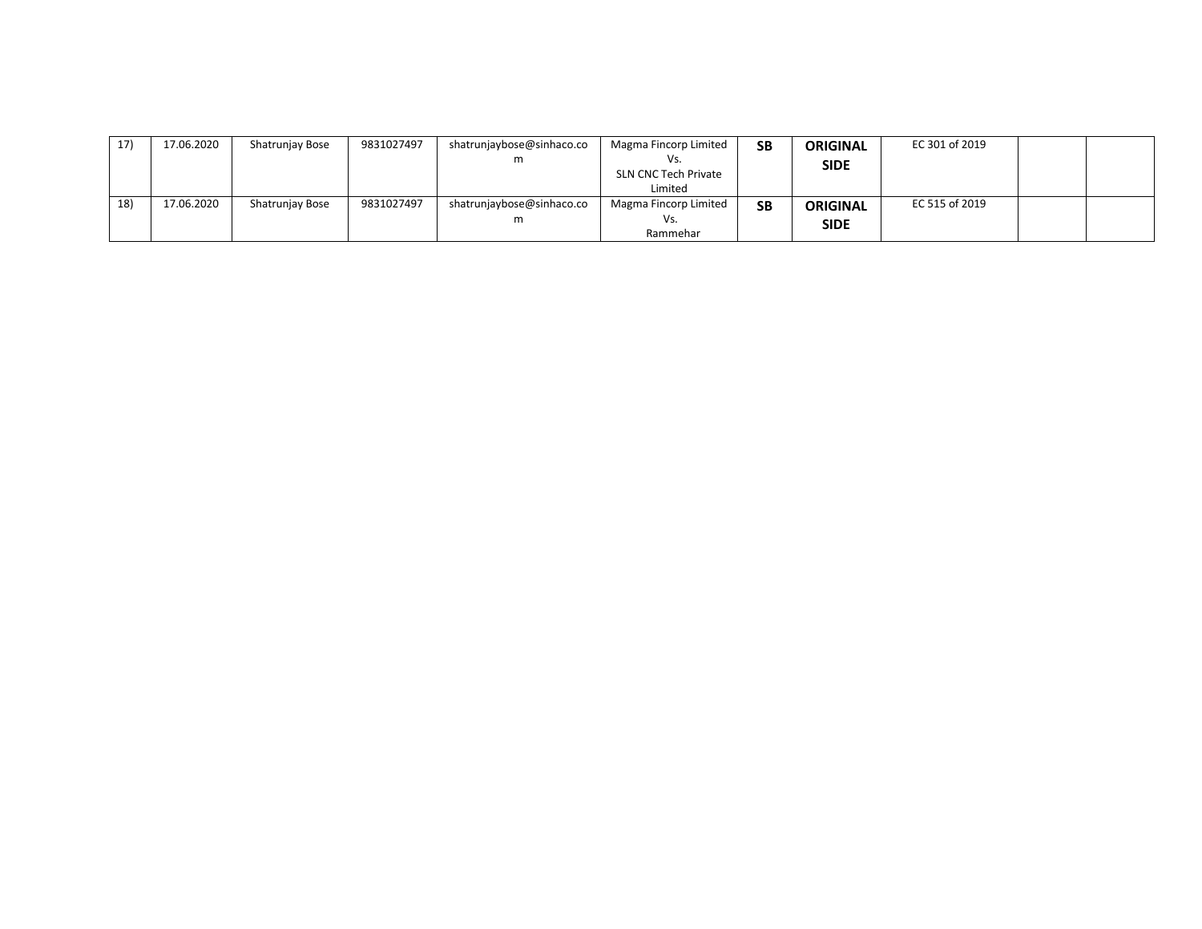| | | | | | | | | | | |
|---|---|---|---|---|---|---|---|---|---|---|
| 17) | 17.06.2020 | Shatrunjay Bose | 9831027497 | shatrunjaybose@sinhaco.com | Magma Fincorp Limited Vs. SLN CNC Tech Private Limited | **SB** | **ORIGINAL SIDE** | EC 301 of 2019 | | |
| 18) | 17.06.2020 | Shatrunjay Bose | 9831027497 | shatrunjaybose@sinhaco.com | Magma Fincorp Limited Vs. Rammehar | **SB** | **ORIGINAL SIDE** | EC 515 of 2019 | | |